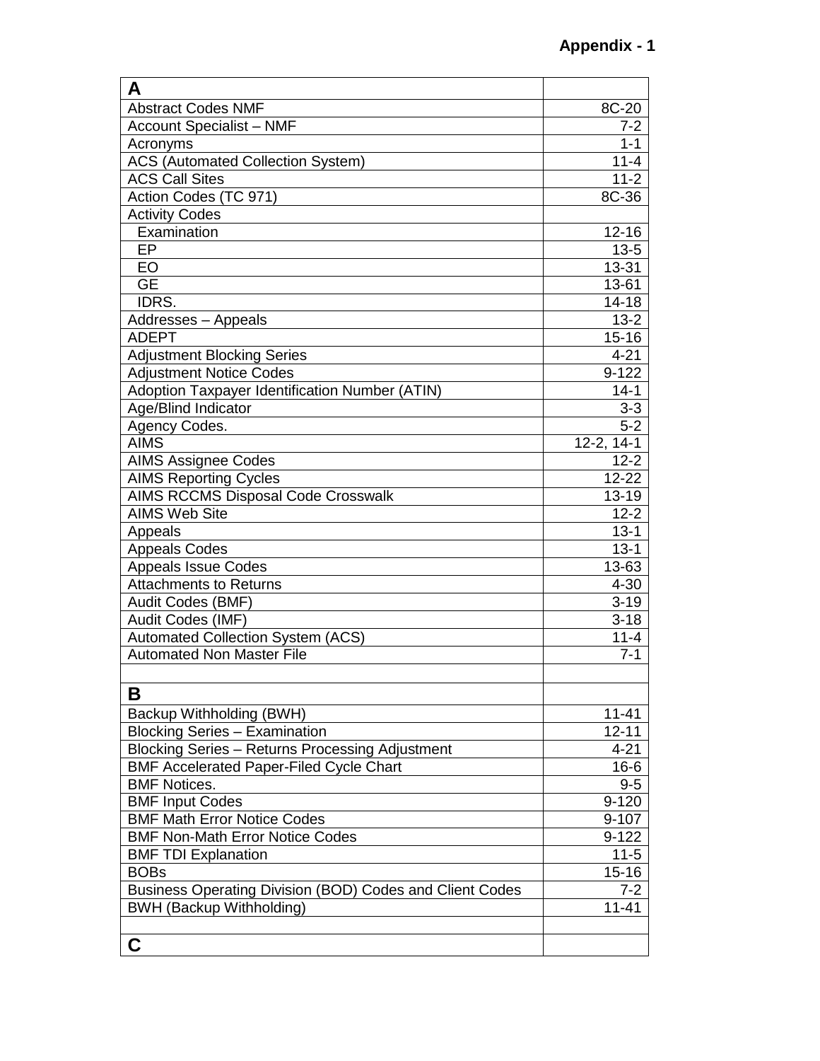# Appendix - 1

| A | |
|---|---|
| Abstract Codes NMF | 8C-20 |
| Account Specialist – NMF | 7-2 |
| Acronyms | 1-1 |
| ACS (Automated Collection System) | 11-4 |
| ACS Call Sites | 11-2 |
| Action Codes (TC 971) | 8C-36 |
| Activity Codes | |
| Examination | 12-16 |
| EP | 13-5 |
| EO | 13-31 |
| GE | 13-61 |
| IDRS. | 14-18 |
| Addresses – Appeals | 13-2 |
| ADEPT | 15-16 |
| Adjustment Blocking Series | 4-21 |
| Adjustment Notice Codes | 9-122 |
| Adoption Taxpayer Identification Number (ATIN) | 14-1 |
| Age/Blind Indicator | 3-3 |
| Agency Codes. | 5-2 |
| AIMS | 12-2, 14-1 |
| AIMS Assignee Codes | 12-2 |
| AIMS Reporting Cycles | 12-22 |
| AIMS RCCMS Disposal Code Crosswalk | 13-19 |
| AIMS Web Site | 12-2 |
| Appeals | 13-1 |
| Appeals Codes | 13-1 |
| Appeals Issue Codes | 13-63 |
| Attachments to Returns | 4-30 |
| Audit Codes (BMF) | 3-19 |
| Audit Codes (IMF) | 3-18 |
| Automated Collection System (ACS) | 11-4 |
| Automated Non Master File | 7-1 |
| | |
| **B** | |
| Backup Withholding (BWH) | 11-41 |
| Blocking Series – Examination | 12-11 |
| Blocking Series – Returns Processing Adjustment | 4-21 |
| BMF Accelerated Paper-Filed Cycle Chart | 16-6 |
| BMF Notices. | 9-5 |
| BMF Input Codes | 9-120 |
| BMF Math Error Notice Codes | 9-107 |
| BMF Non-Math Error Notice Codes | 9-122 |
| BMF TDI Explanation | 11-5 |
| BOBs | 15-16 |
| Business Operating Division (BOD) Codes and Client Codes | 7-2 |
| BWH (Backup Withholding) | 11-41 |
| | |
| **C** | |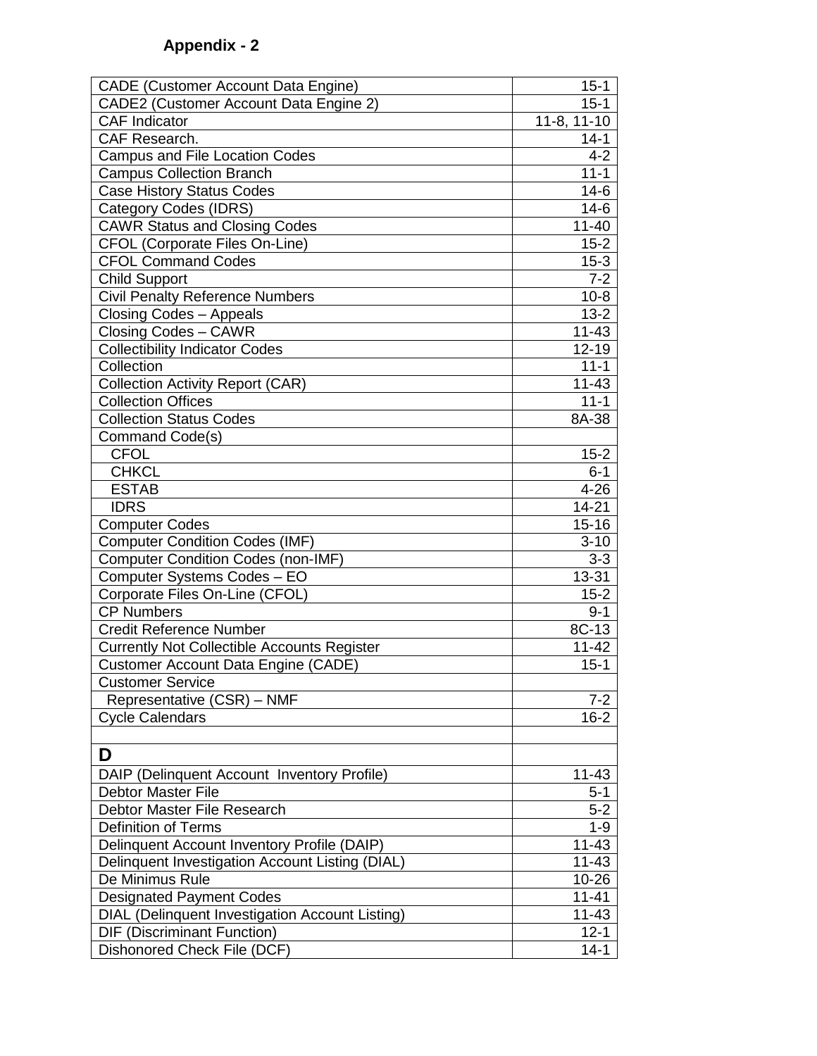**Appendix - 2**

| | |
|---|---|
| CADE (Customer Account Data Engine) | 15-1 |
| CADE2 (Customer Account Data Engine 2) | 15-1 |
| CAF Indicator | 11-8, 11-10 |
| CAF Research. | 14-1 |
| Campus and File Location Codes | 4-2 |
| Campus Collection Branch | 11-1 |
| Case History Status Codes | 14-6 |
| Category Codes (IDRS) | 14-6 |
| CAWR Status and Closing Codes | 11-40 |
| CFOL (Corporate Files On-Line) | 15-2 |
| CFOL Command Codes | 15-3 |
| Child Support | 7-2 |
| Civil Penalty Reference Numbers | 10-8 |
| Closing Codes – Appeals | 13-2 |
| Closing Codes – CAWR | 11-43 |
| Collectibility Indicator Codes | 12-19 |
| Collection | 11-1 |
| Collection Activity Report (CAR) | 11-43 |
| Collection Offices | 11-1 |
| Collection Status Codes | 8A-38 |
| Command Code(s) | |
| CFOL | 15-2 |
| CHKCL | 6-1 |
| ESTAB | 4-26 |
| IDRS | 14-21 |
| Computer Codes | 15-16 |
| Computer Condition Codes (IMF) | 3-10 |
| Computer Condition Codes (non-IMF) | 3-3 |
| Computer Systems Codes – EO | 13-31 |
| Corporate Files On-Line (CFOL) | 15-2 |
| CP Numbers | 9-1 |
| Credit Reference Number | 8C-13 |
| Currently Not Collectible Accounts Register | 11-42 |
| Customer Account Data Engine (CADE) | 15-1 |
| Customer Service | |
| Representative (CSR) – NMF | 7-2 |
| Cycle Calendars | 16-2 |
| | |
| **D** | |
| DAIP (Delinquent Account Inventory Profile) | 11-43 |
| Debtor Master File | 5-1 |
| Debtor Master File Research | 5-2 |
| Definition of Terms | 1-9 |
| Delinquent Account Inventory Profile (DAIP) | 11-43 |
| Delinquent Investigation Account Listing (DIAL) | 11-43 |
| De Minimus Rule | 10-26 |
| Designated Payment Codes | 11-41 |
| DIAL (Delinquent Investigation Account Listing) | 11-43 |
| DIF (Discriminant Function) | 12-1 |
| Dishonored Check File (DCF) | 14-1 |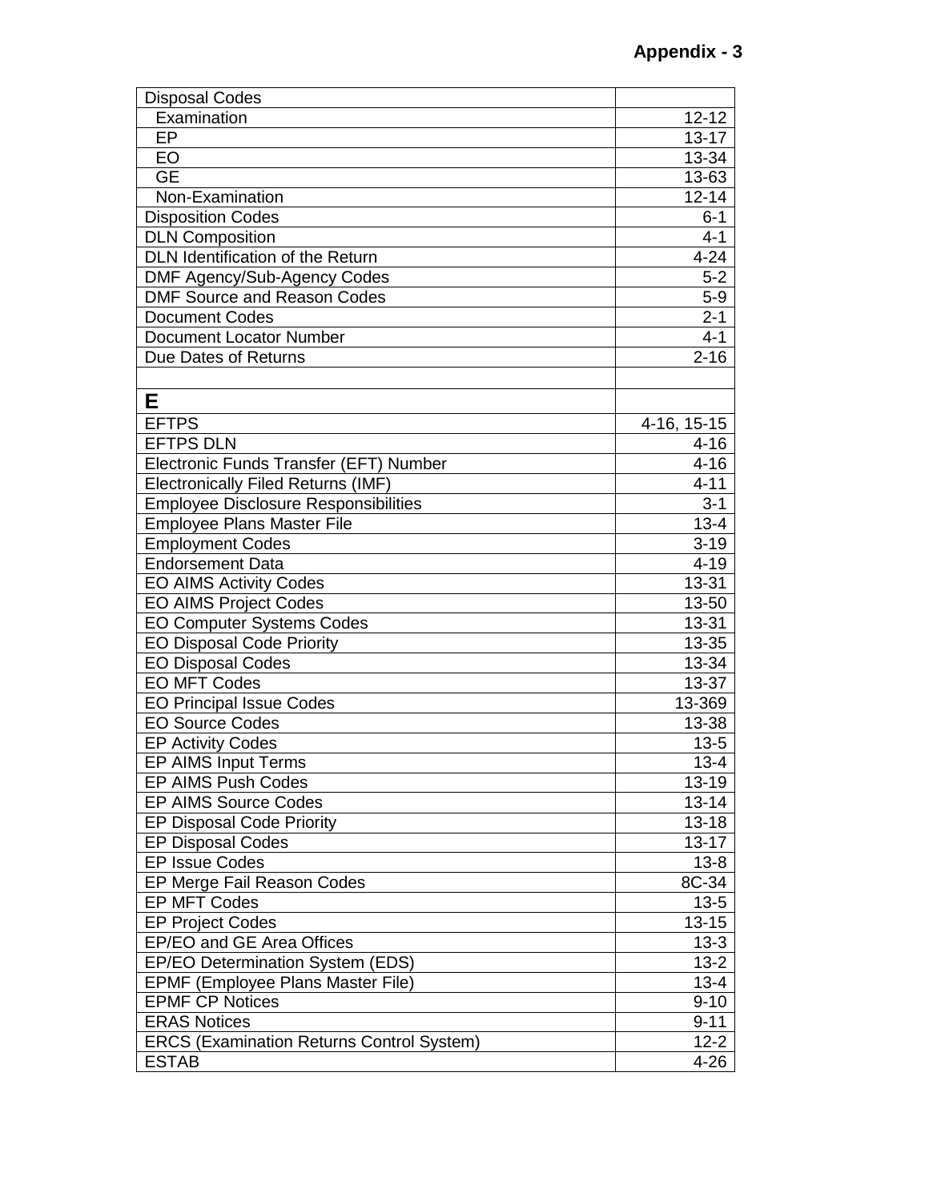| Disposal Codes | |
|---|---|
| Examination | 12-12 |
| EP | 13-17 |
| EO | 13-34 |
| GE | 13-63 |
| Non-Examination | 12-14 |
| Disposition Codes | 6-1 |
| DLN Composition | 4-1 |
| DLN Identification of the Return | 4-24 |
| DMF Agency/Sub-Agency Codes | 5-2 |
| DMF Source and Reason Codes | 5-9 |
| Document Codes | 2-1 |
| Document Locator Number | 4-1 |
| Due Dates of Returns | 2-16 |
| | |
| **E** | |
| EFTPS | 4-16, 15-15 |
| EFTPS DLN | 4-16 |
| Electronic Funds Transfer (EFT) Number | 4-16 |
| Electronically Filed Returns (IMF) | 4-11 |
| Employee Disclosure Responsibilities | 3-1 |
| Employee Plans Master File | 13-4 |
| Employment Codes | 3-19 |
| Endorsement Data | 4-19 |
| EO AIMS Activity Codes | 13-31 |
| EO AIMS Project Codes | 13-50 |
| EO Computer Systems Codes | 13-31 |
| EO Disposal Code Priority | 13-35 |
| EO Disposal Codes | 13-34 |
| EO MFT Codes | 13-37 |
| EO Principal Issue Codes | 13-369 |
| EO Source Codes | 13-38 |
| EP Activity Codes | 13-5 |
| EP AIMS Input Terms | 13-4 |
| EP AIMS Push Codes | 13-19 |
| EP AIMS Source Codes | 13-14 |
| EP Disposal Code Priority | 13-18 |
| EP Disposal Codes | 13-17 |
| EP Issue Codes | 13-8 |
| EP Merge Fail Reason Codes | 8C-34 |
| EP MFT Codes | 13-5 |
| EP Project Codes | 13-15 |
| EP/EO and GE Area Offices | 13-3 |
| EP/EO Determination System (EDS) | 13-2 |
| EPMF (Employee Plans Master File) | 13-4 |
| EPMF CP Notices | 9-10 |
| ERAS Notices | 9-11 |
| ERCS (Examination Returns Control System) | 12-2 |
| ESTAB | 4-26 |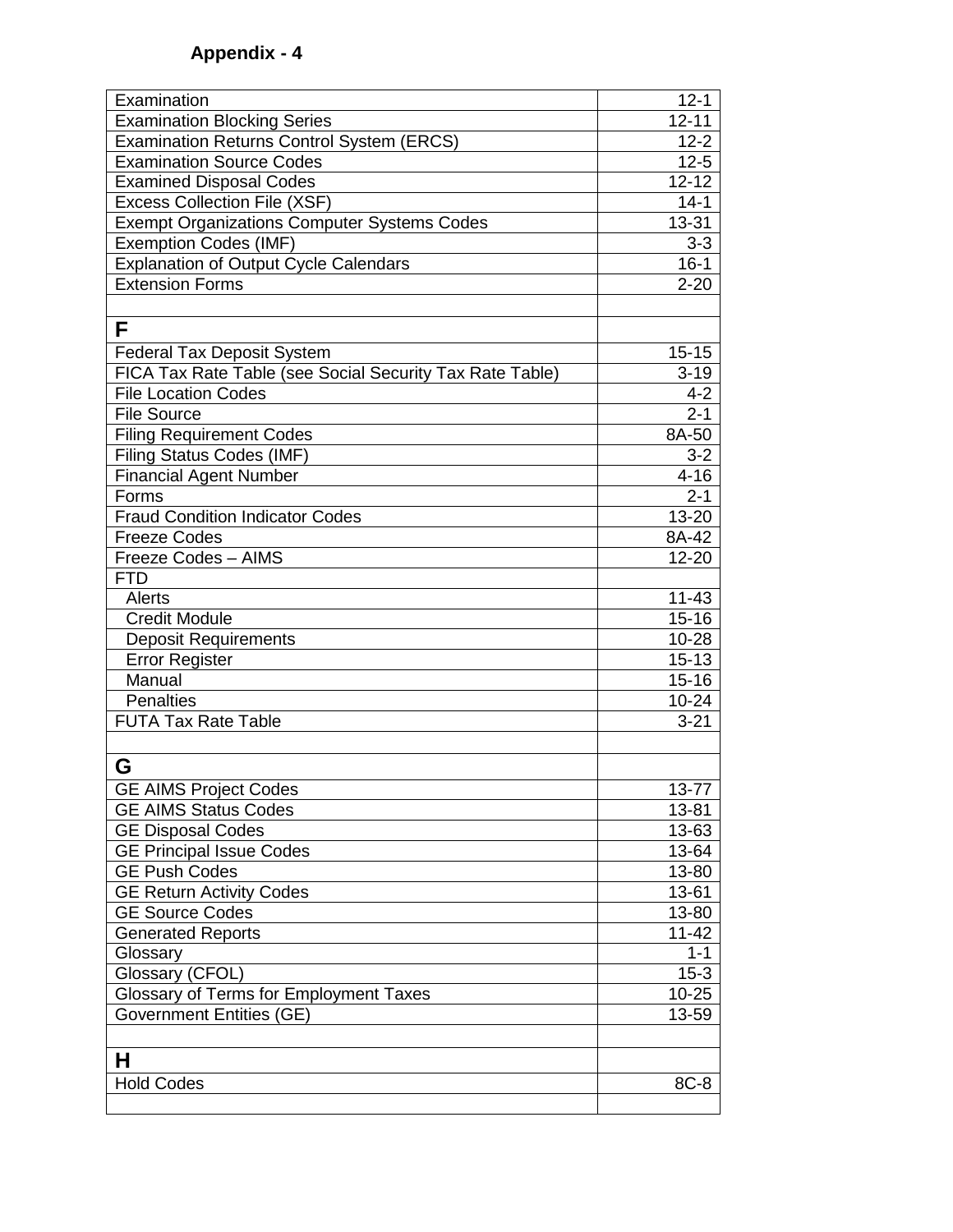## Appendix - 4

| | |
|---|---|
| Examination | 12-1 |
| Examination Blocking Series | 12-11 |
| Examination Returns Control System (ERCS) | 12-2 |
| Examination Source Codes | 12-5 |
| Examined Disposal Codes | 12-12 |
| Excess Collection File (XSF) | 14-1 |
| Exempt Organizations Computer Systems Codes | 13-31 |
| Exemption Codes (IMF) | 3-3 |
| Explanation of Output Cycle Calendars | 16-1 |
| Extension Forms | 2-20 |
| | |
| **F** | |
| Federal Tax Deposit System | 15-15 |
| FICA Tax Rate Table (see Social Security Tax Rate Table) | 3-19 |
| File Location Codes | 4-2 |
| File Source | 2-1 |
| Filing Requirement Codes | 8A-50 |
| Filing Status Codes (IMF) | 3-2 |
| Financial Agent Number | 4-16 |
| Forms | 2-1 |
| Fraud Condition Indicator Codes | 13-20 |
| Freeze Codes | 8A-42 |
| Freeze Codes – AIMS | 12-20 |
| FTD | |
| Alerts | 11-43 |
| Credit Module | 15-16 |
| Deposit Requirements | 10-28 |
| Error Register | 15-13 |
| Manual | 15-16 |
| Penalties | 10-24 |
| FUTA Tax Rate Table | 3-21 |
| | |
| **G** | |
| GE AIMS Project Codes | 13-77 |
| GE AIMS Status Codes | 13-81 |
| GE Disposal Codes | 13-63 |
| GE Principal Issue Codes | 13-64 |
| GE Push Codes | 13-80 |
| GE Return Activity Codes | 13-61 |
| GE Source Codes | 13-80 |
| Generated Reports | 11-42 |
| Glossary | 1-1 |
| Glossary (CFOL) | 15-3 |
| Glossary of Terms for Employment Taxes | 10-25 |
| Government Entities (GE) | 13-59 |
| | |
| **H** | |
| Hold Codes | 8C-8 |
| | |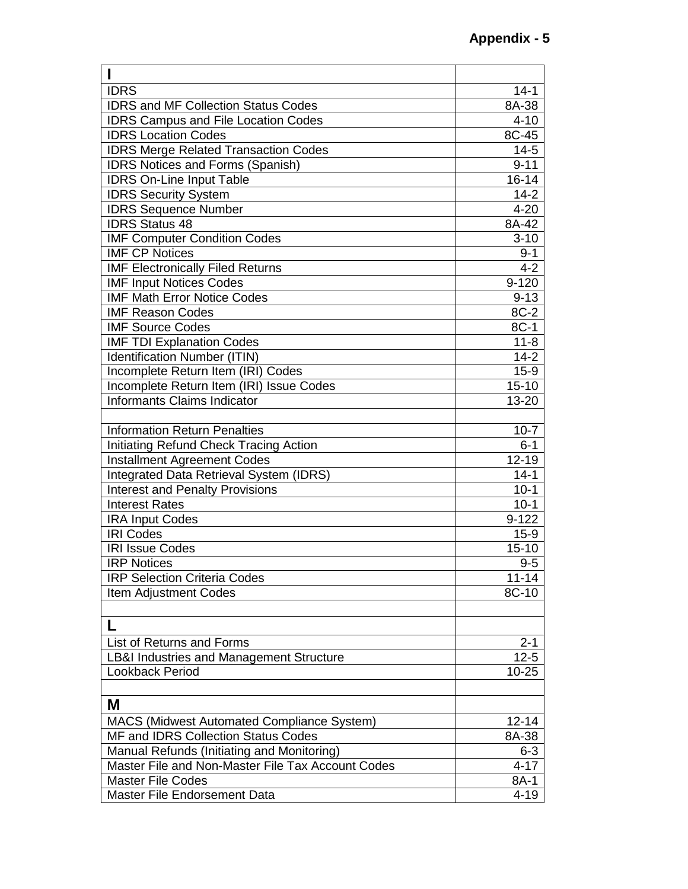| I | |
|---|---|
| IDRS | 14-1 |
| IDRS and MF Collection Status Codes | 8A-38 |
| IDRS Campus and File Location Codes | 4-10 |
| IDRS Location Codes | 8C-45 |
| IDRS Merge Related Transaction Codes | 14-5 |
| IDRS Notices and Forms (Spanish) | 9-11 |
| IDRS On-Line Input Table | 16-14 |
| IDRS Security System | 14-2 |
| IDRS Sequence Number | 4-20 |
| IDRS Status 48 | 8A-42 |
| IMF Computer Condition Codes | 3-10 |
| IMF CP Notices | 9-1 |
| IMF Electronically Filed Returns | 4-2 |
| IMF Input Notices Codes | 9-120 |
| IMF Math Error Notice Codes | 9-13 |
| IMF Reason Codes | 8C-2 |
| IMF Source Codes | 8C-1 |
| IMF TDI Explanation Codes | 11-8 |
| Identification Number (ITIN) | 14-2 |
| Incomplete Return Item (IRI) Codes | 15-9 |
| Incomplete Return Item (IRI) Issue Codes | 15-10 |
| Informants Claims Indicator | 13-20 |
| | |
| Information Return Penalties | 10-7 |
| Initiating Refund Check Tracing Action | 6-1 |
| Installment Agreement Codes | 12-19 |
| Integrated Data Retrieval System (IDRS) | 14-1 |
| Interest and Penalty Provisions | 10-1 |
| Interest Rates | 10-1 |
| IRA Input Codes | 9-122 |
| IRI Codes | 15-9 |
| IRI Issue Codes | 15-10 |
| IRP Notices | 9-5 |
| IRP Selection Criteria Codes | 11-14 |
| Item Adjustment Codes | 8C-10 |
| | |
| **L** | |
| List of Returns and Forms | 2-1 |
| LB&I Industries and Management Structure | 12-5 |
| Lookback Period | 10-25 |
| | |
| **M** | |
| MACS (Midwest Automated Compliance System) | 12-14 |
| MF and IDRS Collection Status Codes | 8A-38 |
| Manual Refunds (Initiating and Monitoring) | 6-3 |
| Master File and Non-Master File Tax Account Codes | 4-17 |
| Master File Codes | 8A-1 |
| Master File Endorsement Data | 4-19 |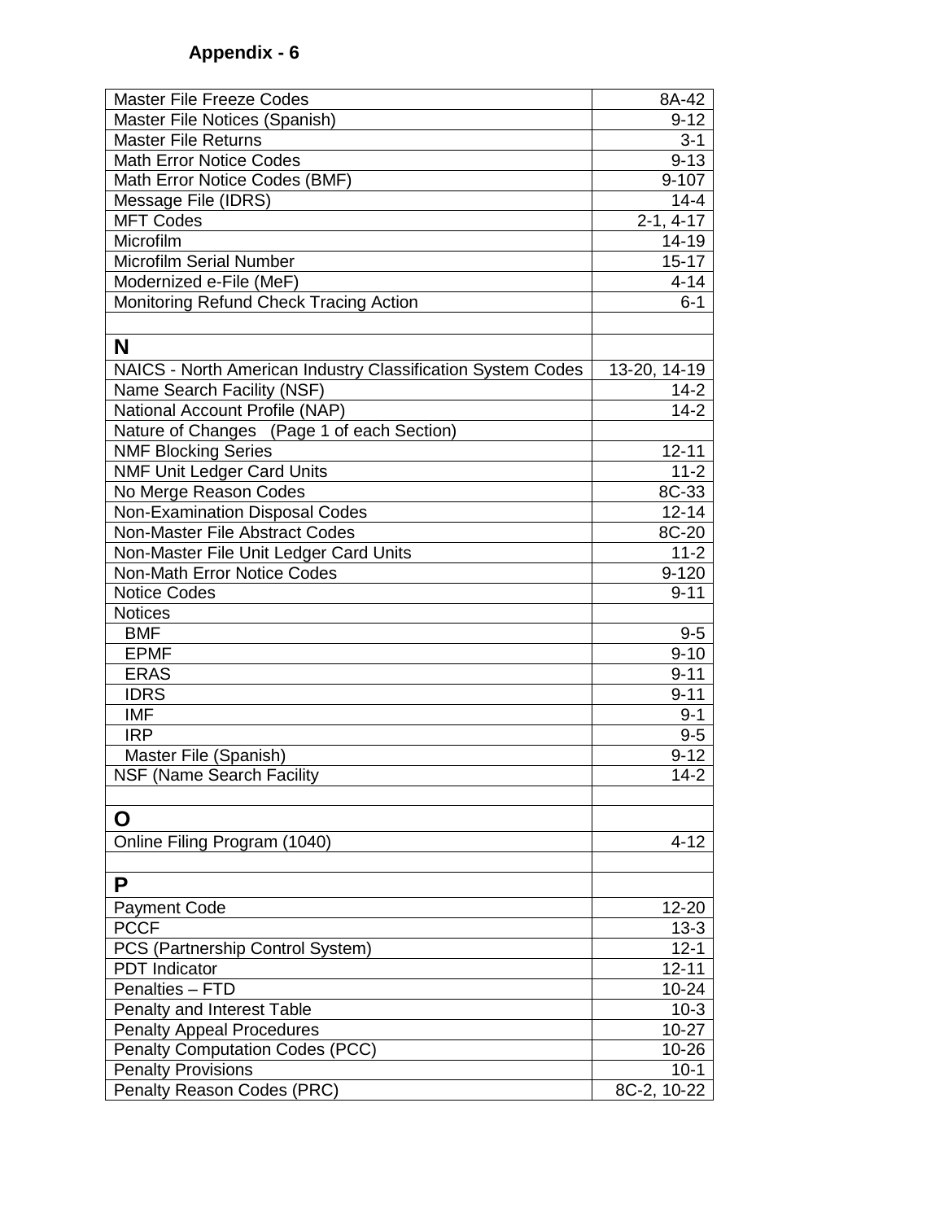**Appendix - 6**

| | |
|---|---|
| Master File Freeze Codes | 8A-42 |
| Master File Notices (Spanish) | 9-12 |
| Master File Returns | 3-1 |
| Math Error Notice Codes | 9-13 |
| Math Error Notice Codes (BMF) | 9-107 |
| Message File (IDRS) | 14-4 |
| MFT Codes | 2-1, 4-17 |
| Microfilm | 14-19 |
| Microfilm Serial Number | 15-17 |
| Modernized e-File (MeF) | 4-14 |
| Monitoring Refund Check Tracing Action | 6-1 |
| | |
| **N** | |
| NAICS - North American Industry Classification System Codes | 13-20, 14-19 |
| Name Search Facility (NSF) | 14-2 |
| National Account Profile (NAP) | 14-2 |
| Nature of Changes (Page 1 of each Section) | |
| NMF Blocking Series | 12-11 |
| NMF Unit Ledger Card Units | 11-2 |
| No Merge Reason Codes | 8C-33 |
| Non-Examination Disposal Codes | 12-14 |
| Non-Master File Abstract Codes | 8C-20 |
| Non-Master File Unit Ledger Card Units | 11-2 |
| Non-Math Error Notice Codes | 9-120 |
| Notice Codes | 9-11 |
| Notices | |
| BMF | 9-5 |
| EPMF | 9-10 |
| ERAS | 9-11 |
| IDRS | 9-11 |
| IMF | 9-1 |
| IRP | 9-5 |
| Master File (Spanish) | 9-12 |
| NSF (Name Search Facility | 14-2 |
| | |
| **O** | |
| Online Filing Program (1040) | 4-12 |
| | |
| **P** | |
| Payment Code | 12-20 |
| PCCF | 13-3 |
| PCS (Partnership Control System) | 12-1 |
| PDT Indicator | 12-11 |
| Penalties – FTD | 10-24 |
| Penalty and Interest Table | 10-3 |
| Penalty Appeal Procedures | 10-27 |
| Penalty Computation Codes (PCC) | 10-26 |
| Penalty Provisions | 10-1 |
| Penalty Reason Codes (PRC) | 8C-2, 10-22 |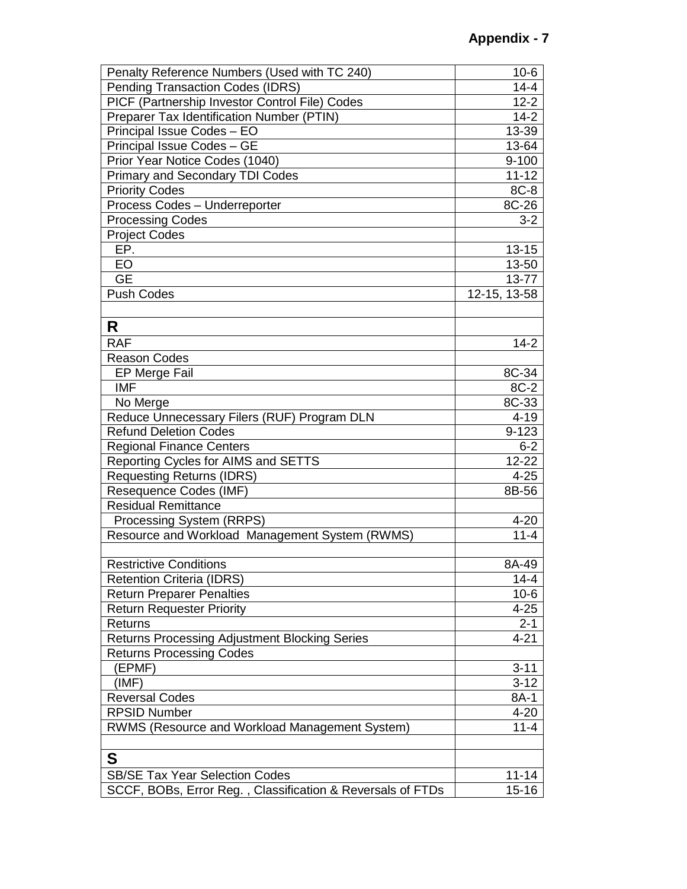| Penalty Reference Numbers (Used with TC 240) | 10-6 |
|---|---|
| Pending Transaction Codes (IDRS) | 14-4 |
| PICF (Partnership Investor Control File) Codes | 12-2 |
| Preparer Tax Identification Number (PTIN) | 14-2 |
| Principal Issue Codes – EO | 13-39 |
| Principal Issue Codes – GE | 13-64 |
| Prior Year Notice Codes (1040) | 9-100 |
| Primary and Secondary TDI Codes | 11-12 |
| Priority Codes | 8C-8 |
| Process Codes – Underreporter | 8C-26 |
| Processing Codes | 3-2 |
| Project Codes | |
| EP. | 13-15 |
| EO | 13-50 |
| GE | 13-77 |
| Push Codes | 12-15, 13-58 |
| | |
| **R** | |
| RAF | 14-2 |
| Reason Codes | |
| EP Merge Fail | 8C-34 |
| IMF | 8C-2 |
| No Merge | 8C-33 |
| Reduce Unnecessary Filers (RUF) Program DLN | 4-19 |
| Refund Deletion Codes | 9-123 |
| Regional Finance Centers | 6-2 |
| Reporting Cycles for AIMS and SETTS | 12-22 |
| Requesting Returns (IDRS) | 4-25 |
| Resequence Codes (IMF) | 8B-56 |
| Residual Remittance | |
| Processing System (RRPS) | 4-20 |
| Resource and Workload Management System (RWMS) | 11-4 |
| | |
| Restrictive Conditions | 8A-49 |
| Retention Criteria (IDRS) | 14-4 |
| Return Preparer Penalties | 10-6 |
| Return Requester Priority | 4-25 |
| Returns | 2-1 |
| Returns Processing Adjustment Blocking Series | 4-21 |
| Returns Processing Codes | |
| (EPMF) | 3-11 |
| (IMF) | 3-12 |
| Reversal Codes | 8A-1 |
| RPSID Number | 4-20 |
| RWMS (Resource and Workload Management System) | 11-4 |
| | |
| **S** | |
| SB/SE Tax Year Selection Codes | 11-14 |
| SCCF, BOBs, Error Reg. , Classification & Reversals of FTDs | 15-16 |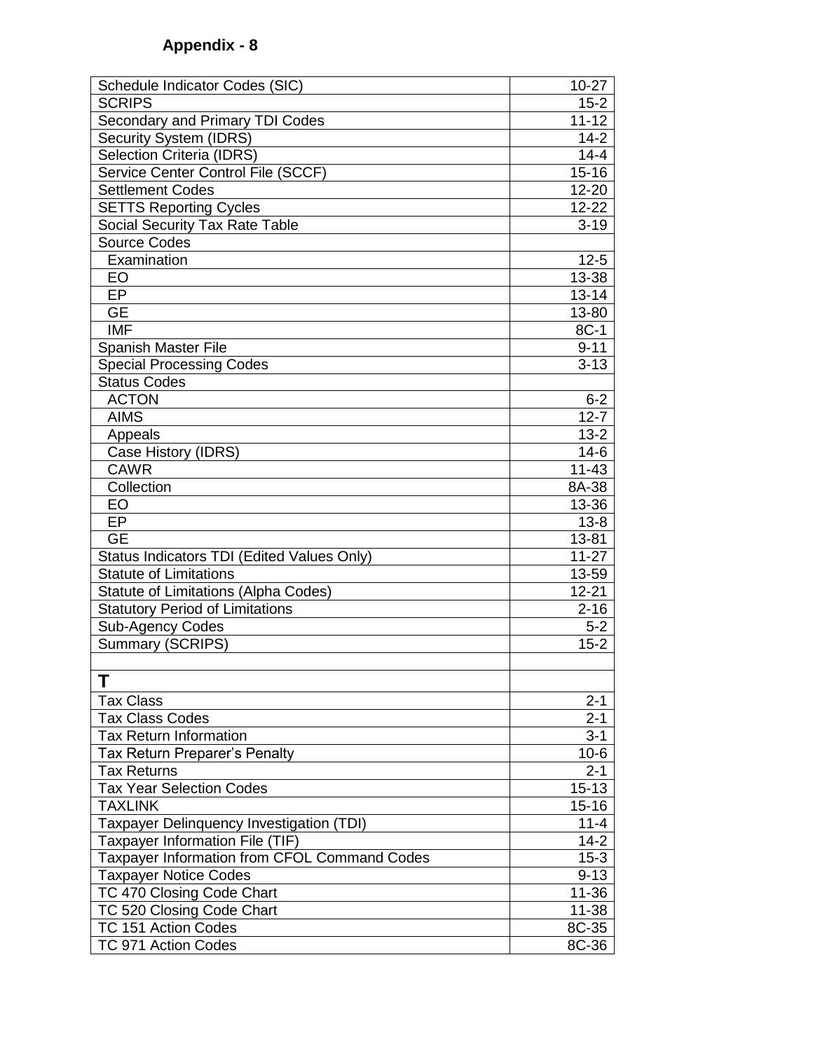**Appendix - 8**

| | |
|---|---|
| Schedule Indicator Codes (SIC) | 10-27 |
| SCRIPS | 15-2 |
| Secondary and Primary TDI Codes | 11-12 |
| Security System (IDRS) | 14-2 |
| Selection Criteria (IDRS) | 14-4 |
| Service Center Control File (SCCF) | 15-16 |
| Settlement Codes | 12-20 |
| SETTS Reporting Cycles | 12-22 |
| Social Security Tax Rate Table | 3-19 |
| Source Codes | |
| Examination | 12-5 |
| EO | 13-38 |
| EP | 13-14 |
| GE | 13-80 |
| IMF | 8C-1 |
| Spanish Master File | 9-11 |
| Special Processing Codes | 3-13 |
| Status Codes | |
| ACTON | 6-2 |
| AIMS | 12-7 |
| Appeals | 13-2 |
| Case History (IDRS) | 14-6 |
| CAWR | 11-43 |
| Collection | 8A-38 |
| EO | 13-36 |
| EP | 13-8 |
| GE | 13-81 |
| Status Indicators TDI (Edited Values Only) | 11-27 |
| Statute of Limitations | 13-59 |
| Statute of Limitations (Alpha Codes) | 12-21 |
| Statutory Period of Limitations | 2-16 |
| Sub-Agency Codes | 5-2 |
| Summary (SCRIPS) | 15-2 |
| | |
| **T** | |
| Tax Class | 2-1 |
| Tax Class Codes | 2-1 |
| Tax Return Information | 3-1 |
| Tax Return Preparer's Penalty | 10-6 |
| Tax Returns | 2-1 |
| Tax Year Selection Codes | 15-13 |
| TAXLINK | 15-16 |
| Taxpayer Delinquency Investigation (TDI) | 11-4 |
| Taxpayer Information File (TIF) | 14-2 |
| Taxpayer Information from CFOL Command Codes | 15-3 |
| Taxpayer Notice Codes | 9-13 |
| TC 470 Closing Code Chart | 11-36 |
| TC 520 Closing Code Chart | 11-38 |
| TC 151 Action Codes | 8C-35 |
| TC 971 Action Codes | 8C-36 |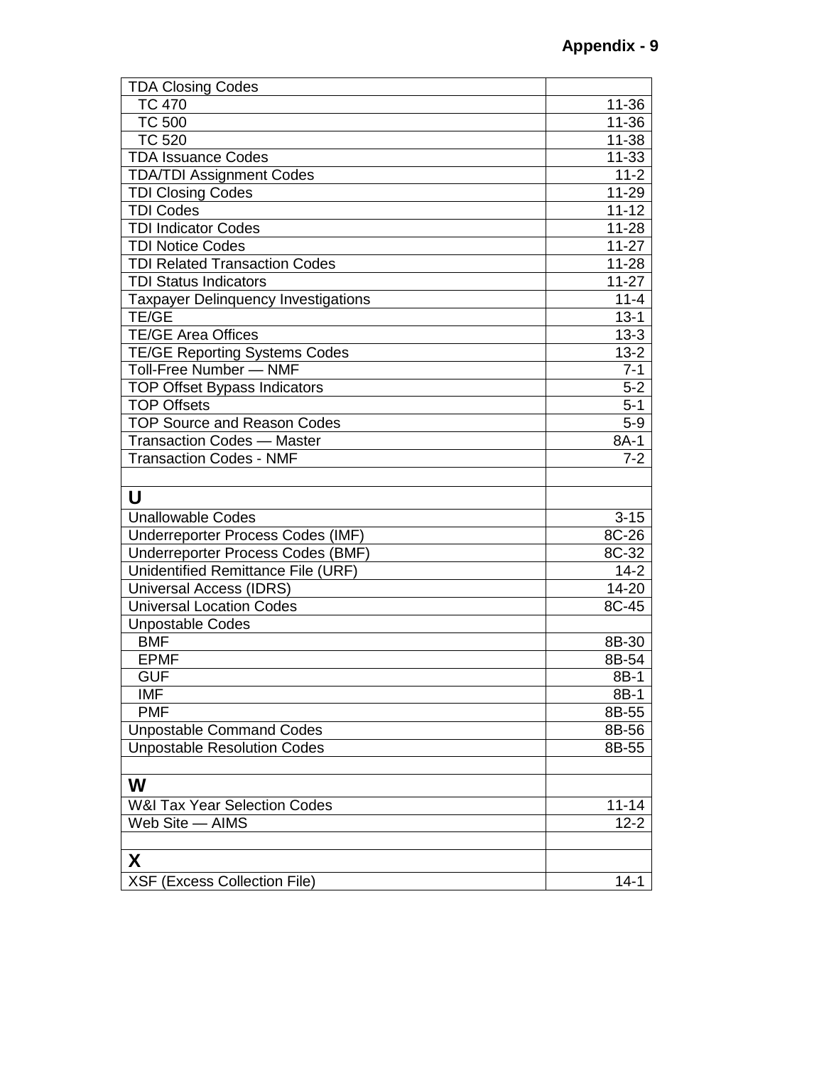| | |
|---|---|
| TDA Closing Codes | |
| TC 470 | 11-36 |
| TC 500 | 11-36 |
| TC 520 | 11-38 |
| TDA Issuance Codes | 11-33 |
| TDA/TDI Assignment Codes | 11-2 |
| TDI Closing Codes | 11-29 |
| TDI Codes | 11-12 |
| TDI Indicator Codes | 11-28 |
| TDI Notice Codes | 11-27 |
| TDI Related Transaction Codes | 11-28 |
| TDI Status Indicators | 11-27 |
| Taxpayer Delinquency Investigations | 11-4 |
| TE/GE | 13-1 |
| TE/GE Area Offices | 13-3 |
| TE/GE Reporting Systems Codes | 13-2 |
| Toll-Free Number — NMF | 7-1 |
| TOP Offset Bypass Indicators | 5-2 |
| TOP Offsets | 5-1 |
| TOP Source and Reason Codes | 5-9 |
| Transaction Codes — Master | 8A-1 |
| Transaction Codes - NMF | 7-2 |
| | |
| **U** | |
| Unallowable Codes | 3-15 |
| Underreporter Process Codes (IMF) | 8C-26 |
| Underreporter Process Codes (BMF) | 8C-32 |
| Unidentified Remittance File (URF) | 14-2 |
| Universal Access (IDRS) | 14-20 |
| Universal Location Codes | 8C-45 |
| Unpostable Codes | |
| BMF | 8B-30 |
| EPMF | 8B-54 |
| GUF | 8B-1 |
| IMF | 8B-1 |
| PMF | 8B-55 |
| Unpostable Command Codes | 8B-56 |
| Unpostable Resolution Codes | 8B-55 |
| | |
| **W** | |
| W&I Tax Year Selection Codes | 11-14 |
| Web Site — AIMS | 12-2 |
| | |
| **X** | |
| XSF (Excess Collection File) | 14-1 |